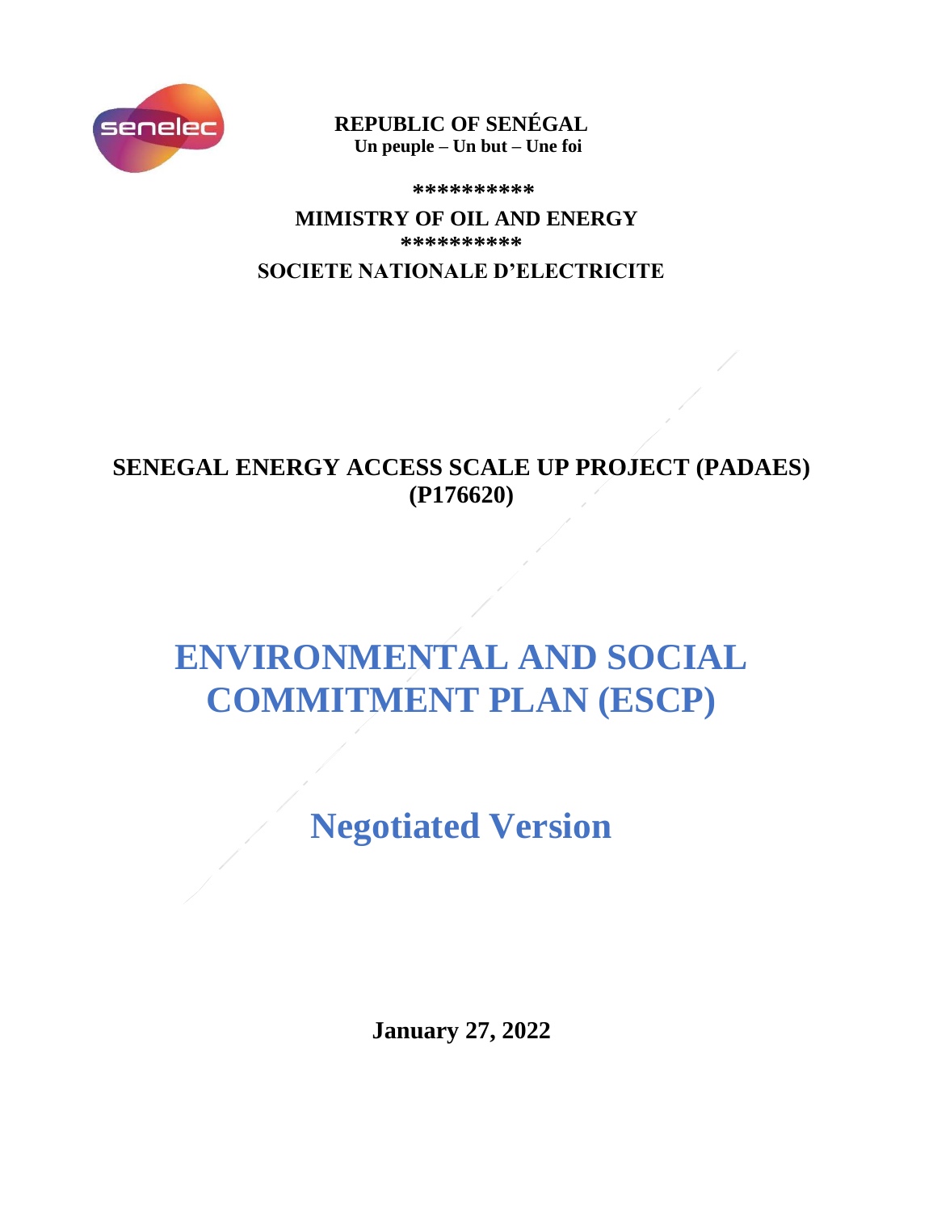**REPUBLIC OF SENÉGAL**
**Un peuple – Un but – Une foi**

**\*\*\*\*\*\*\*\*\*\***

**MIMISTRY OF OIL AND ENERGY**

**\*\*\*\*\*\*\*\*\*\***

**SOCIETE NATIONALE D'ELECTRICITE**

# SENEGAL ENERGY ACCESS SCALE UP PROJECT (PADAES) (P176620)

# ENVIRONMENTAL AND SOCIAL COMMITMENT PLAN (ESCP)

## Negotiated Version

**January 27, 2022**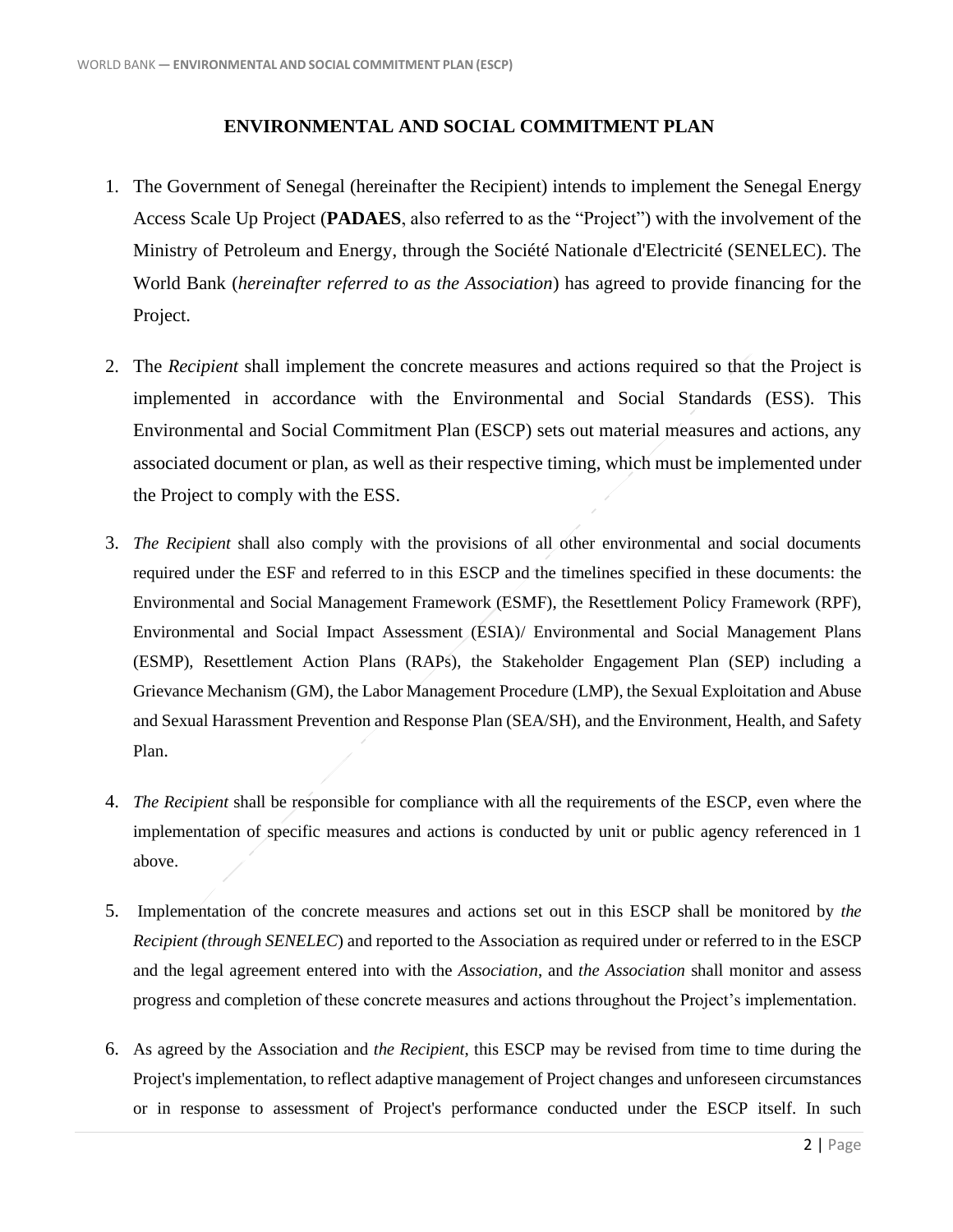# ENVIRONMENTAL AND SOCIAL COMMITMENT PLAN

1. The Government of Senegal (hereinafter the Recipient) intends to implement the Senegal Energy Access Scale Up Project (**PADAES**, also referred to as the "Project") with the involvement of the Ministry of Petroleum and Energy, through the Société Nationale d'Electricité (SENELEC). The World Bank (*hereinafter referred to as the Association*) has agreed to provide financing for the Project.

2. The *Recipient* shall implement the concrete measures and actions required so that the Project is implemented in accordance with the Environmental and Social Standards (ESS). This Environmental and Social Commitment Plan (ESCP) sets out material measures and actions, any associated document or plan, as well as their respective timing, which must be implemented under the Project to comply with the ESS.

3. *The Recipient* shall also comply with the provisions of all other environmental and social documents required under the ESF and referred to in this ESCP and the timelines specified in these documents: the Environmental and Social Management Framework (ESMF), the Resettlement Policy Framework (RPF), Environmental and Social Impact Assessment (ESIA)/ Environmental and Social Management Plans (ESMP), Resettlement Action Plans (RAPs), the Stakeholder Engagement Plan (SEP) including a Grievance Mechanism (GM), the Labor Management Procedure (LMP), the Sexual Exploitation and Abuse and Sexual Harassment Prevention and Response Plan (SEA/SH), and the Environment, Health, and Safety Plan.

4. *The Recipient* shall be responsible for compliance with all the requirements of the ESCP, even where the implementation of specific measures and actions is conducted by unit or public agency referenced in 1 above.

5. Implementation of the concrete measures and actions set out in this ESCP shall be monitored by *the Recipient (through SENELEC*) and reported to the Association as required under or referred to in the ESCP and the legal agreement entered into with the *Association*, and *the Association* shall monitor and assess progress and completion of these concrete measures and actions throughout the Project's implementation.

6. As agreed by the Association and *the Recipient*, this ESCP may be revised from time to time during the Project's implementation, to reflect adaptive management of Project changes and unforeseen circumstances or in response to assessment of Project's performance conducted under the ESCP itself. In such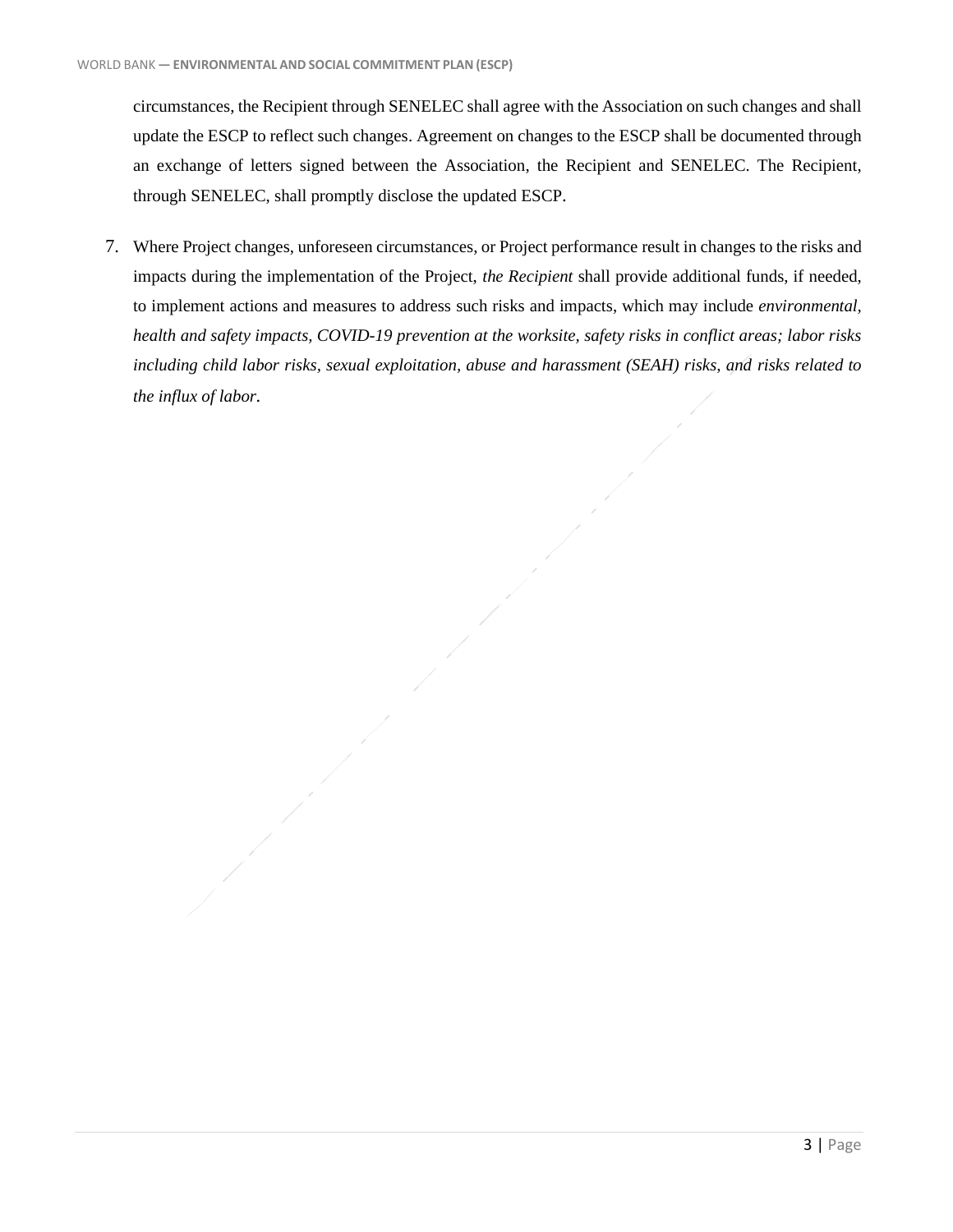circumstances, the Recipient through SENELEC shall agree with the Association on such changes and shall update the ESCP to reflect such changes. Agreement on changes to the ESCP shall be documented through an exchange of letters signed between the Association, the Recipient and SENELEC. The Recipient, through SENELEC, shall promptly disclose the updated ESCP.

7. Where Project changes, unforeseen circumstances, or Project performance result in changes to the risks and impacts during the implementation of the Project, *the Recipient* shall provide additional funds, if needed, to implement actions and measures to address such risks and impacts, which may include *environmental, health and safety impacts, COVID-19 prevention at the worksite, safety risks in conflict areas; labor risks including child labor risks, sexual exploitation, abuse and harassment (SEAH) risks, and risks related to the influx of labor.*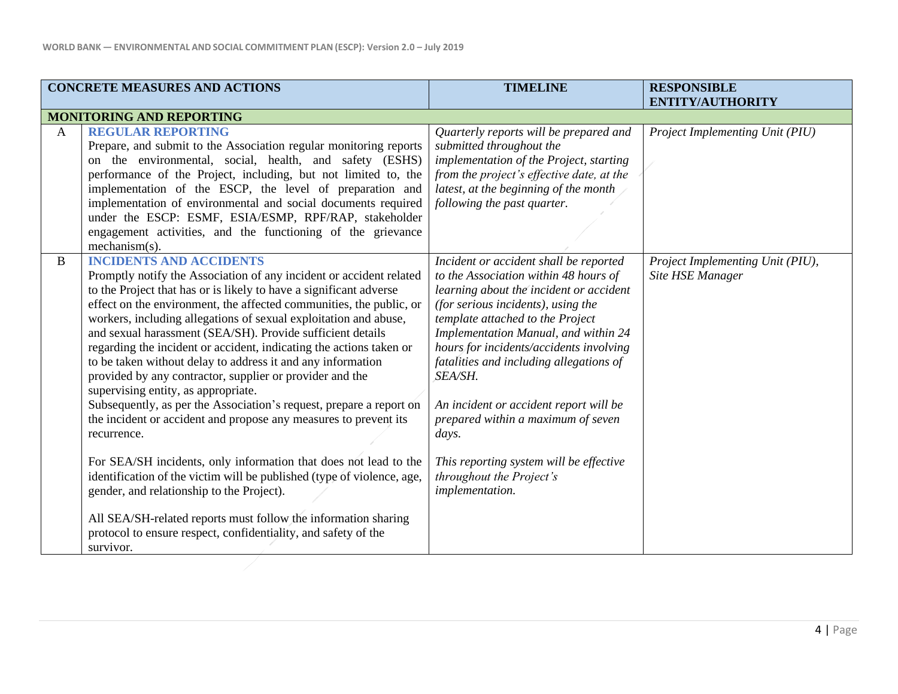| CONCRETE MEASURES AND ACTIONS | | TIMELINE | RESPONSIBLE ENTITY/AUTHORITY |
|---|---|---|---|
| **MONITORING AND REPORTING** | | | |
| A | **REGULAR REPORTING**<br>Prepare, and submit to the Association regular monitoring reports on the environmental, social, health, and safety (ESHS) performance of the Project, including, but not limited to, the implementation of the ESCP, the level of preparation and implementation of environmental and social documents required under the ESCP: ESMF, ESIA/ESMP, RPF/RAP, stakeholder engagement activities, and the functioning of the grievance mechanism(s). | *Quarterly reports will be prepared and submitted throughout the implementation of the Project, starting from the project's effective date, at the latest, at the beginning of the month following the past quarter.* | *Project Implementing Unit (PIU)* |
| B | **INCIDENTS AND ACCIDENTS**<br>Promptly notify the Association of any incident or accident related to the Project that has or is likely to have a significant adverse effect on the environment, the affected communities, the public, or workers, including allegations of sexual exploitation and abuse, and sexual harassment (SEA/SH). Provide sufficient details regarding the incident or accident, indicating the actions taken or to be taken without delay to address it and any information provided by any contractor, supplier or provider and the supervising entity, as appropriate.<br>Subsequently, as per the Association's request, prepare a report on the incident or accident and propose any measures to prevent its recurrence.<br><br>For SEA/SH incidents, only information that does not lead to the identification of the victim will be published (type of violence, age, gender, and relationship to the Project).<br><br>All SEA/SH-related reports must follow the information sharing protocol to ensure respect, confidentiality, and safety of the survivor. | *Incident or accident shall be reported to the Association within 48 hours of learning about the incident or accident (for serious incidents), using the template attached to the Project Implementation Manual, and within 24 hours for incidents/accidents involving fatalities and including allegations of SEA/SH.*<br><br>*An incident or accident report will be prepared within a maximum of seven days.*<br><br>*This reporting system will be effective throughout the Project's implementation.* | *Project Implementing Unit (PIU), Site HSE Manager* |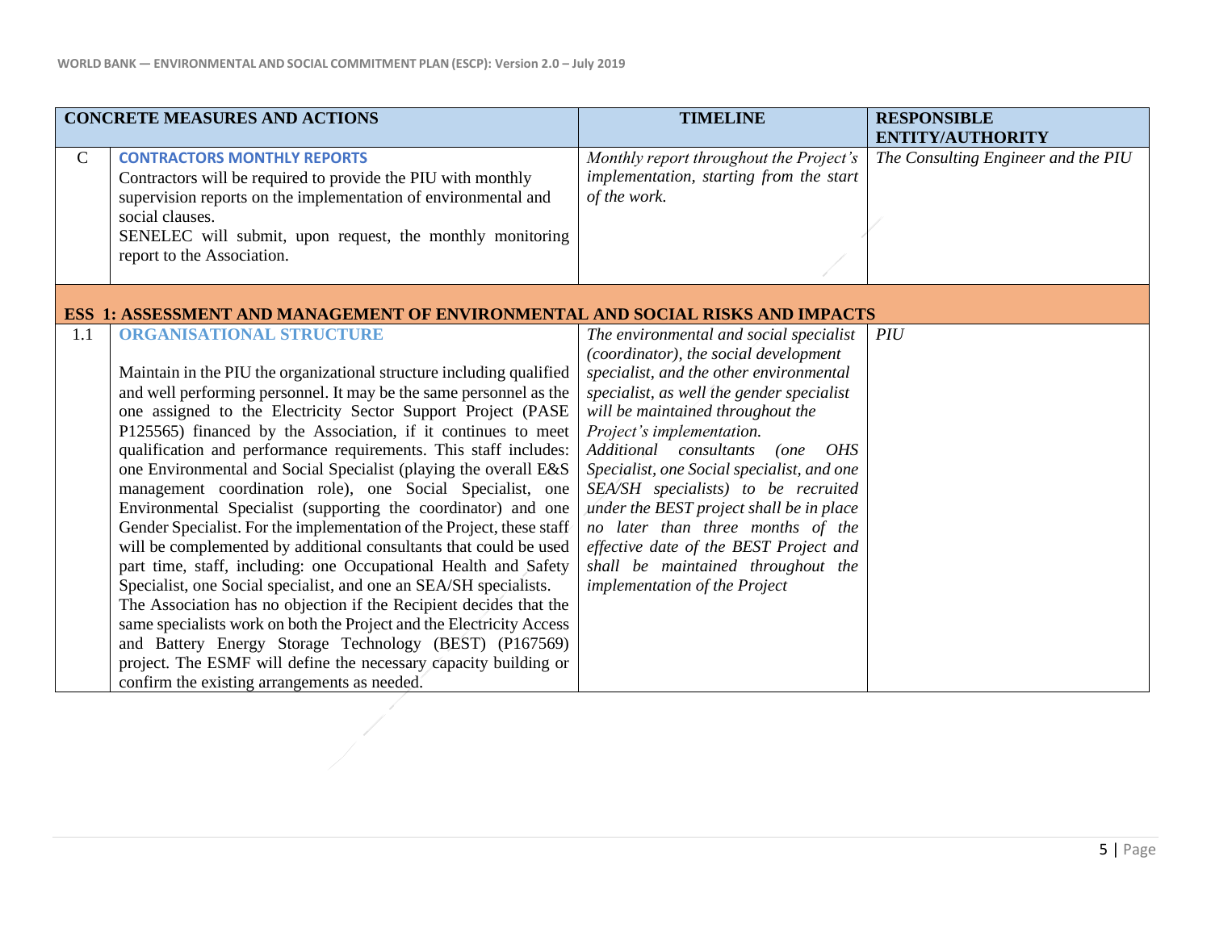| | CONCRETE MEASURES AND ACTIONS | TIMELINE | RESPONSIBLE ENTITY/AUTHORITY |
|---|---|---|---|
| C | **CONTRACTORS MONTHLY REPORTS**<br>Contractors will be required to provide the PIU with monthly supervision reports on the implementation of environmental and social clauses.<br>SENELEC will submit, upon request, the monthly monitoring report to the Association. | *Monthly report throughout the Project's implementation, starting from the start of the work.* | *The Consulting Engineer and the PIU* |
| **ESS 1: ASSESSMENT AND MANAGEMENT OF ENVIRONMENTAL AND SOCIAL RISKS AND IMPACTS** | | | |
| 1.1 | **ORGANISATIONAL STRUCTURE**<br><br>Maintain in the PIU the organizational structure including qualified and well performing personnel. It may be the same personnel as the one assigned to the Electricity Sector Support Project (PASE P125565) financed by the Association, if it continues to meet qualification and performance requirements. This staff includes: one Environmental and Social Specialist (playing the overall E&S management coordination role), one Social Specialist, one Environmental Specialist (supporting the coordinator) and one Gender Specialist. For the implementation of the Project, these staff will be complemented by additional consultants that could be used part time, staff, including: one Occupational Health and Safety Specialist, one Social specialist, and one an SEA/SH specialists.<br>The Association has no objection if the Recipient decides that the same specialists work on both the Project and the Electricity Access and Battery Energy Storage Technology (BEST) (P167569) project. The ESMF will define the necessary capacity building or confirm the existing arrangements as needed. | *The environmental and social specialist (coordinator), the social development specialist, and the other environmental specialist, as well the gender specialist will be maintained throughout the Project's implementation.*<br>*Additional consultants (one OHS Specialist, one Social specialist, and one SEA/SH specialists) to be recruited under the BEST project shall be in place no later than three months of the effective date of the BEST Project and shall be maintained throughout the implementation of the Project* | *PIU* |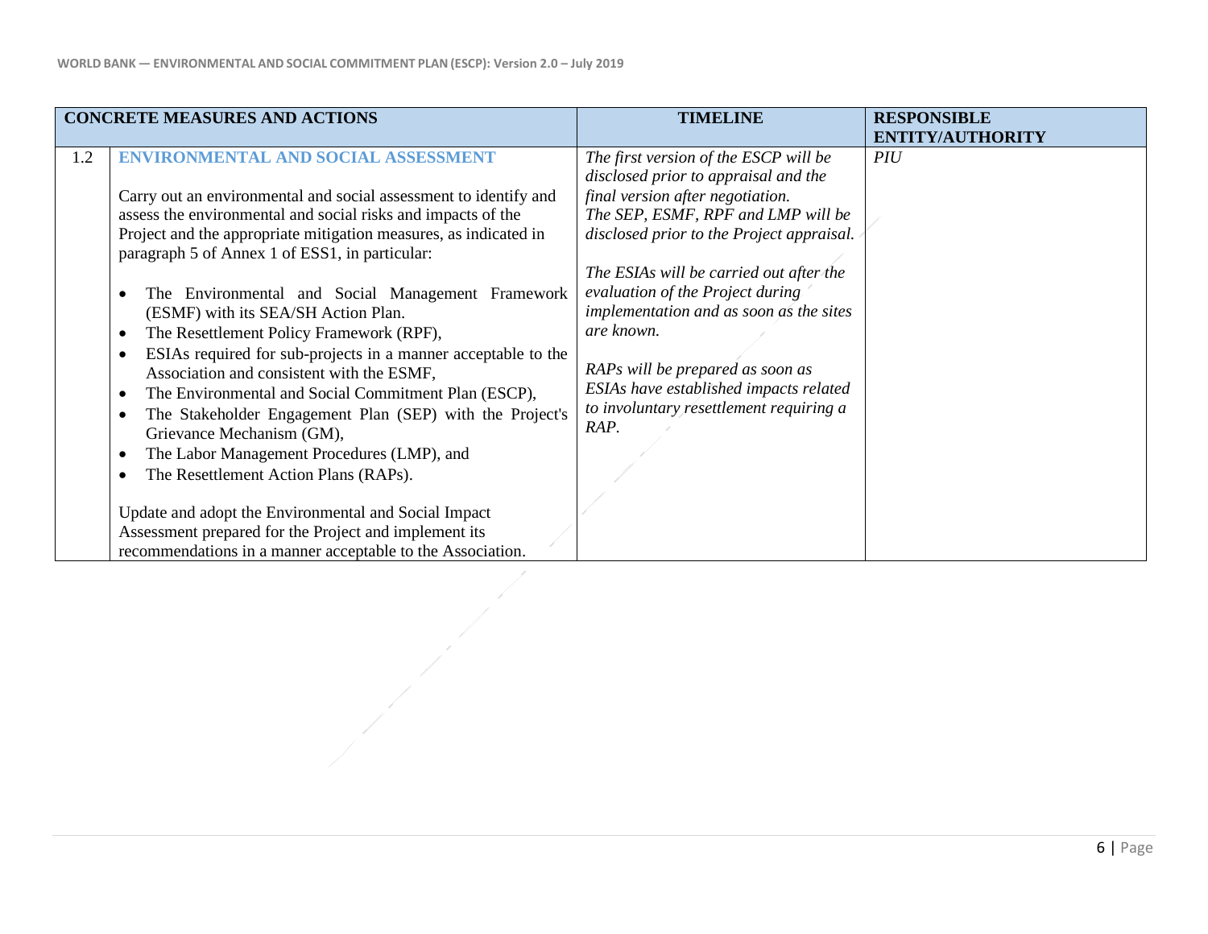| | CONCRETE MEASURES AND ACTIONS | TIMELINE | RESPONSIBLE ENTITY/AUTHORITY |
|---|---|---|---|
| 1.2 | **ENVIRONMENTAL AND SOCIAL ASSESSMENT**<br><br>Carry out an environmental and social assessment to identify and assess the environmental and social risks and impacts of the Project and the appropriate mitigation measures, as indicated in paragraph 5 of Annex 1 of ESS1, in particular:<br><br>• The Environmental and Social Management Framework (ESMF) with its SEA/SH Action Plan.<br>• The Resettlement Policy Framework (RPF),<br>• ESIAs required for sub-projects in a manner acceptable to the Association and consistent with the ESMF,<br>• The Environmental and Social Commitment Plan (ESCP),<br>• The Stakeholder Engagement Plan (SEP) with the Project's Grievance Mechanism (GM),<br>• The Labor Management Procedures (LMP), and<br>• The Resettlement Action Plans (RAPs).<br><br>Update and adopt the Environmental and Social Impact Assessment prepared for the Project and implement its recommendations in a manner acceptable to the Association. | *The first version of the ESCP will be disclosed prior to appraisal and the final version after negotiation.*<br>*The SEP, ESMF, RPF and LMP will be disclosed prior to the Project appraisal.*<br><br>*The ESIAs will be carried out after the evaluation of the Project during implementation and as soon as the sites are known.*<br><br>*RAPs will be prepared as soon as ESIAs have established impacts related to involuntary resettlement requiring a RAP.* | *PIU* |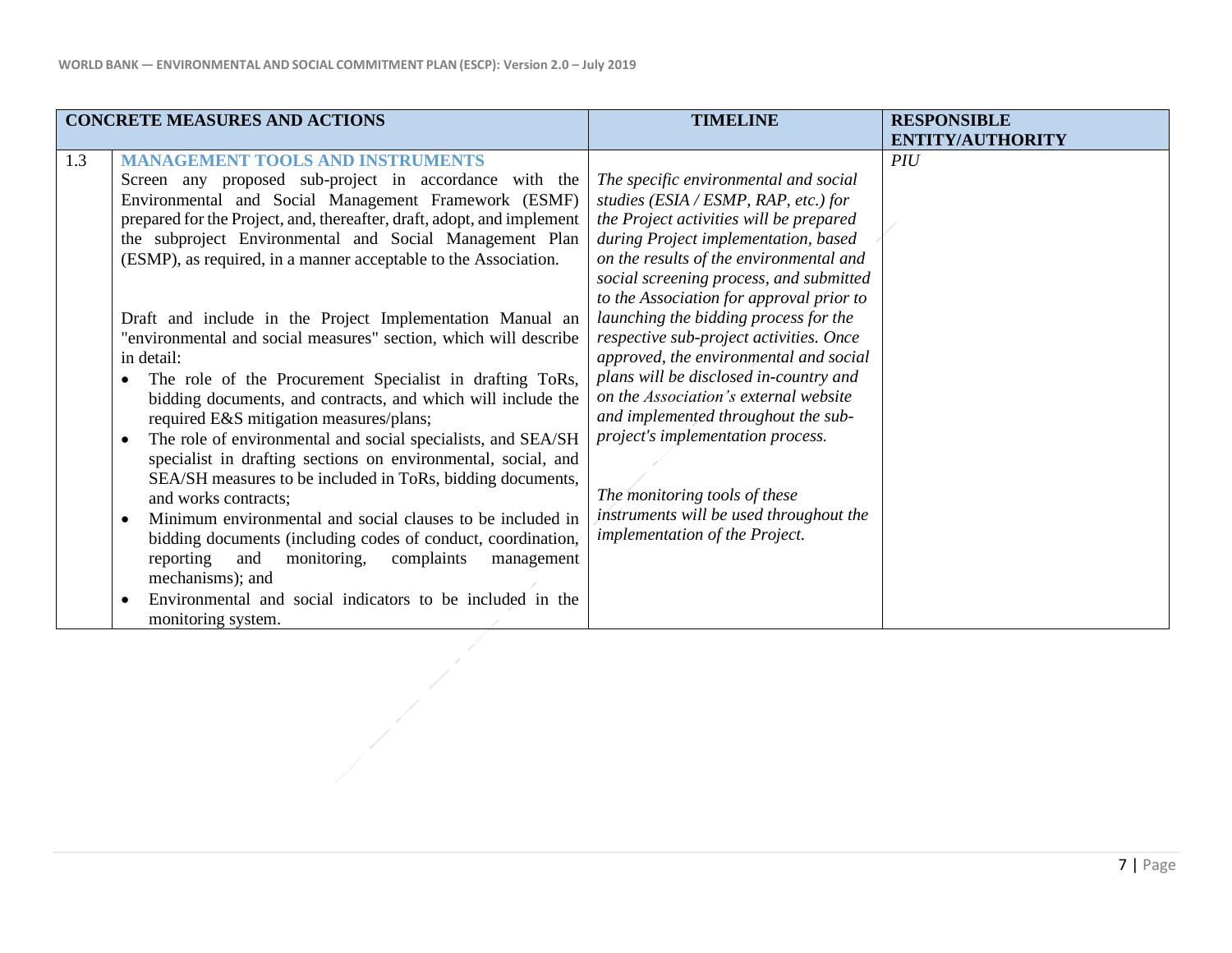| CONCRETE MEASURES AND ACTIONS | | TIMELINE | RESPONSIBLE ENTITY/AUTHORITY |
|---|---|---|---|
| 1.3 | **MANAGEMENT TOOLS AND INSTRUMENTS**<br>Screen any proposed sub-project in accordance with the Environmental and Social Management Framework (ESMF) prepared for the Project, and, thereafter, draft, adopt, and implement the subproject Environmental and Social Management Plan (ESMP), as required, in a manner acceptable to the Association.<br><br>Draft and include in the Project Implementation Manual an "environmental and social measures" section, which will describe in detail:<br>• The role of the Procurement Specialist in drafting ToRs, bidding documents, and contracts, and which will include the required E&S mitigation measures/plans;<br>• The role of environmental and social specialists, and SEA/SH specialist in drafting sections on environmental, social, and SEA/SH measures to be included in ToRs, bidding documents, and works contracts;<br>• Minimum environmental and social clauses to be included in bidding documents (including codes of conduct, coordination, reporting and monitoring, complaints management mechanisms); and<br>• Environmental and social indicators to be included in the monitoring system. | *The specific environmental and social studies (ESIA / ESMP, RAP, etc.) for the Project activities will be prepared during Project implementation, based on the results of the environmental and social screening process, and submitted to the Association for approval prior to launching the bidding process for the respective sub-project activities. Once approved, the environmental and social plans will be disclosed in-country and on the Association's external website and implemented throughout the sub-project's implementation process.*<br><br>*The monitoring tools of these instruments will be used throughout the implementation of the Project.* | *PIU* |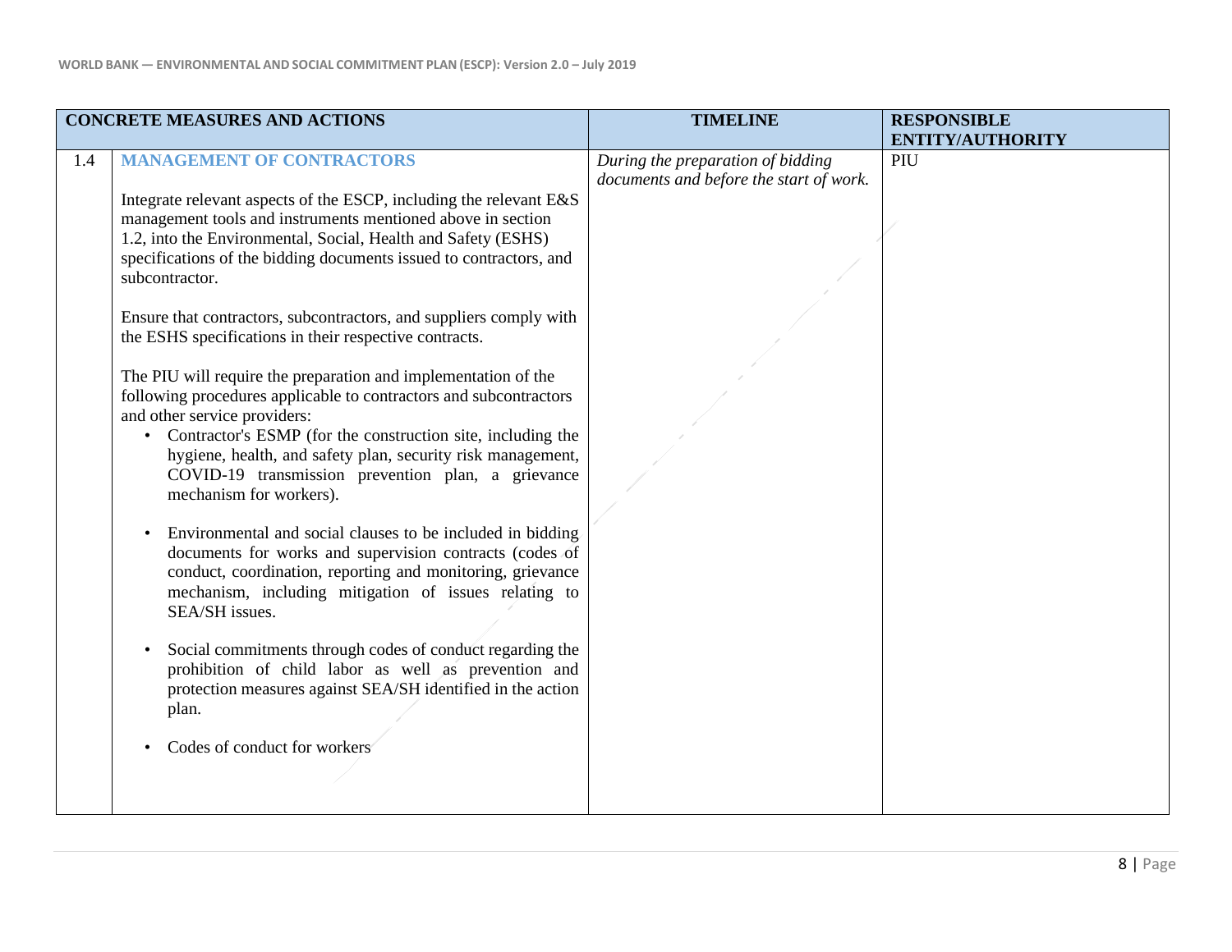| | CONCRETE MEASURES AND ACTIONS | TIMELINE | RESPONSIBLE ENTITY/AUTHORITY |
|---|---|---|---|
| 1.4 | **MANAGEMENT OF CONTRACTORS**<br><br>Integrate relevant aspects of the ESCP, including the relevant E&S management tools and instruments mentioned above in section 1.2, into the Environmental, Social, Health and Safety (ESHS) specifications of the bidding documents issued to contractors, and subcontractor.<br><br>Ensure that contractors, subcontractors, and suppliers comply with the ESHS specifications in their respective contracts.<br><br>The PIU will require the preparation and implementation of the following procedures applicable to contractors and subcontractors and other service providers:<br>• Contractor's ESMP (for the construction site, including the hygiene, health, and safety plan, security risk management, COVID-19 transmission prevention plan, a grievance mechanism for workers).<br>• Environmental and social clauses to be included in bidding documents for works and supervision contracts (codes of conduct, coordination, reporting and monitoring, grievance mechanism, including mitigation of issues relating to SEA/SH issues.<br>• Social commitments through codes of conduct regarding the prohibition of child labor as well as prevention and protection measures against SEA/SH identified in the action plan.<br>• Codes of conduct for workers | *During the preparation of bidding documents and before the start of work.* | PIU |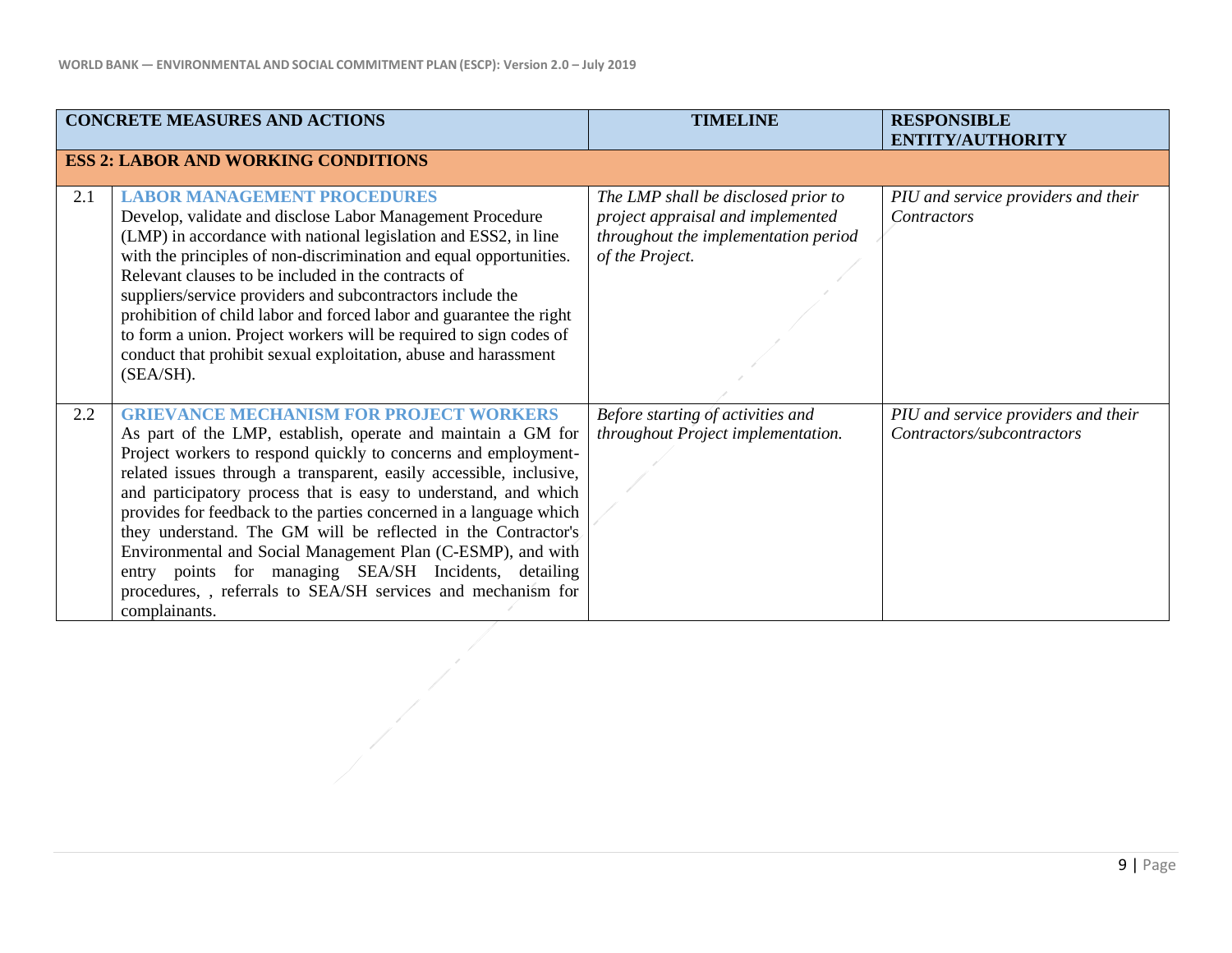| | CONCRETE MEASURES AND ACTIONS | TIMELINE | RESPONSIBLE ENTITY/AUTHORITY |
|---|---|---|---|
| **ESS 2: LABOR AND WORKING CONDITIONS** | | | |
| 2.1 | **LABOR MANAGEMENT PROCEDURES** Develop, validate and disclose Labor Management Procedure (LMP) in accordance with national legislation and ESS2, in line with the principles of non-discrimination and equal opportunities. Relevant clauses to be included in the contracts of suppliers/service providers and subcontractors include the prohibition of child labor and forced labor and guarantee the right to form a union. Project workers will be required to sign codes of conduct that prohibit sexual exploitation, abuse and harassment (SEA/SH). | *The LMP shall be disclosed prior to project appraisal and implemented throughout the implementation period of the Project.* | *PIU and service providers and their Contractors* |
| 2.2 | **GRIEVANCE MECHANISM FOR PROJECT WORKERS** As part of the LMP, establish, operate and maintain a GM for Project workers to respond quickly to concerns and employment-related issues through a transparent, easily accessible, inclusive, and participatory process that is easy to understand, and which provides for feedback to the parties concerned in a language which they understand. The GM will be reflected in the Contractor's Environmental and Social Management Plan (C-ESMP), and with entry points for managing SEA/SH Incidents, detailing procedures, , referrals to SEA/SH services and mechanism for complainants. | *Before starting of activities and throughout Project implementation.* | *PIU and service providers and their Contractors/subcontractors* |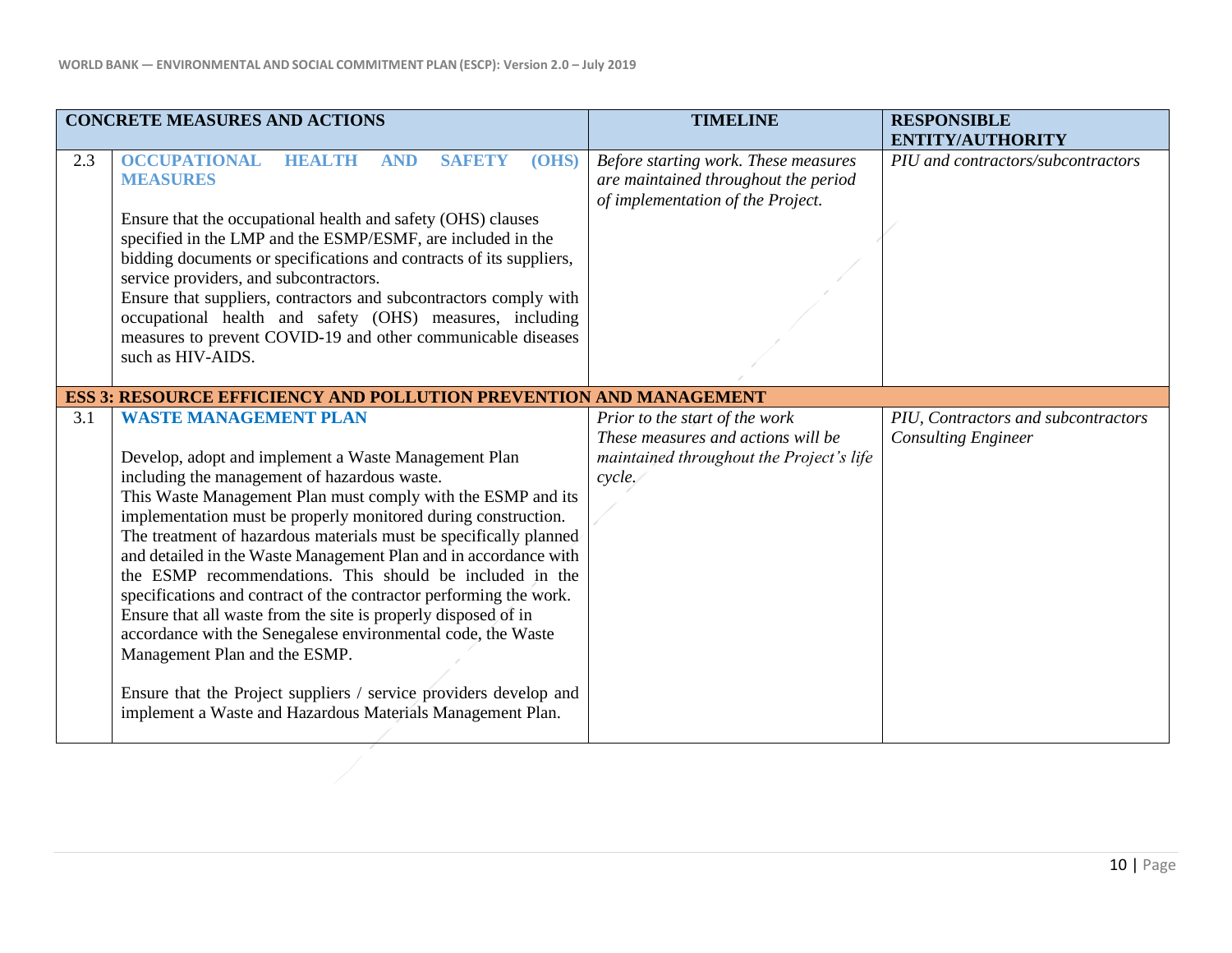| CONCRETE MEASURES AND ACTIONS | | TIMELINE | RESPONSIBLE ENTITY/AUTHORITY |
|---|---|---|---|
| 2.3 | **OCCUPATIONAL HEALTH AND SAFETY (OHS) MEASURES**<br><br>Ensure that the occupational health and safety (OHS) clauses specified in the LMP and the ESMP/ESMF, are included in the bidding documents or specifications and contracts of its suppliers, service providers, and subcontractors.<br>Ensure that suppliers, contractors and subcontractors comply with occupational health and safety (OHS) measures, including measures to prevent COVID-19 and other communicable diseases such as HIV-AIDS. | *Before starting work. These measures are maintained throughout the period of implementation of the Project.* | *PIU and contractors/subcontractors* |
| **ESS 3: RESOURCE EFFICIENCY AND POLLUTION PREVENTION AND MANAGEMENT** | | | |
| 3.1 | **WASTE MANAGEMENT PLAN**<br><br>Develop, adopt and implement a Waste Management Plan including the management of hazardous waste.<br>This Waste Management Plan must comply with the ESMP and its implementation must be properly monitored during construction. The treatment of hazardous materials must be specifically planned and detailed in the Waste Management Plan and in accordance with the ESMP recommendations. This should be included in the specifications and contract of the contractor performing the work.<br>Ensure that all waste from the site is properly disposed of in accordance with the Senegalese environmental code, the Waste Management Plan and the ESMP.<br><br>Ensure that the Project suppliers / service providers develop and implement a Waste and Hazardous Materials Management Plan. | *Prior to the start of the work*<br>*These measures and actions will be maintained throughout the Project's life cycle.* | *PIU, Contractors and subcontractors*<br>*Consulting Engineer* |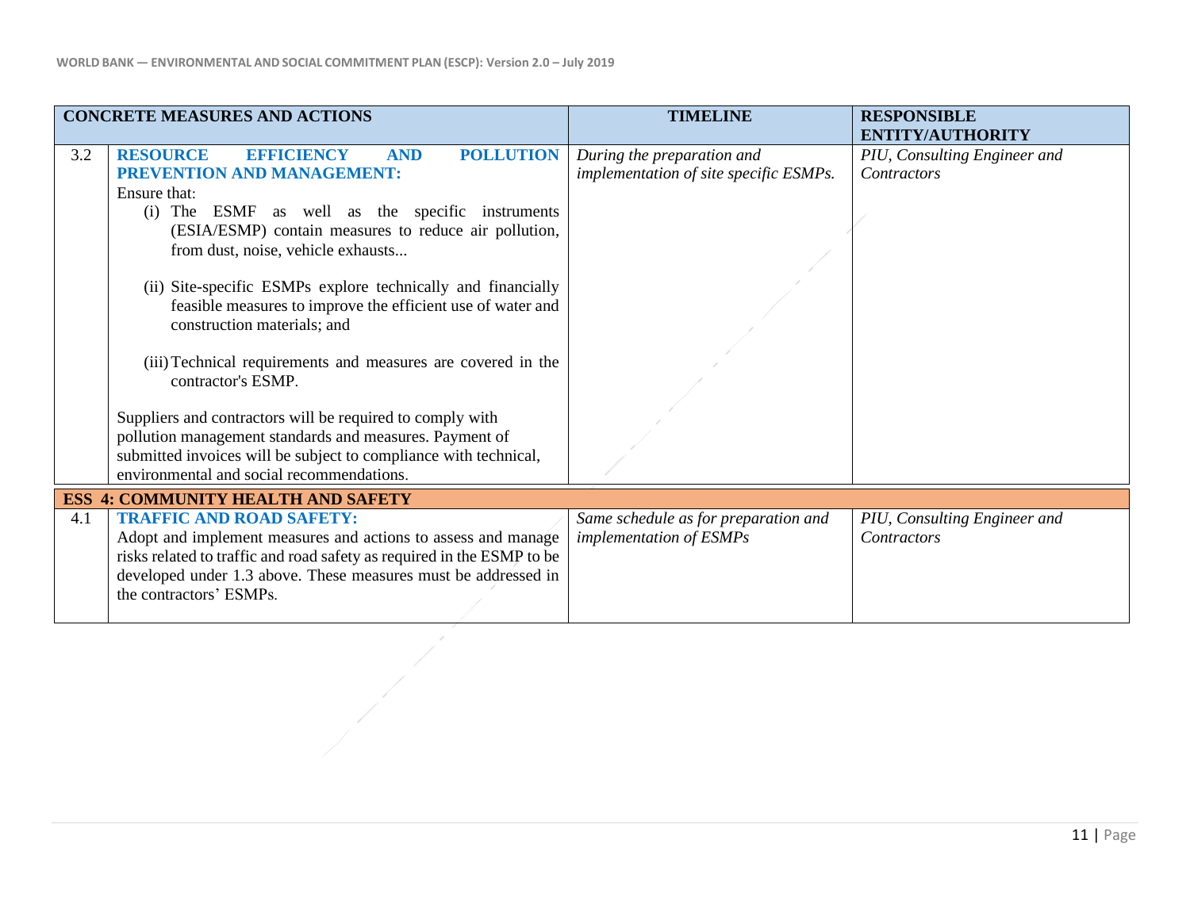| | CONCRETE MEASURES AND ACTIONS | TIMELINE | RESPONSIBLE ENTITY/AUTHORITY |
|---|---|---|---|
| 3.2 | **RESOURCE EFFICIENCY AND POLLUTION PREVENTION AND MANAGEMENT:**<br>Ensure that:<br>(i) The ESMF as well as the specific instruments (ESIA/ESMP) contain measures to reduce air pollution, from dust, noise, vehicle exhausts...<br>(ii) Site-specific ESMPs explore technically and financially feasible measures to improve the efficient use of water and construction materials; and<br>(iii) Technical requirements and measures are covered in the contractor's ESMP.<br>Suppliers and contractors will be required to comply with pollution management standards and measures. Payment of submitted invoices will be subject to compliance with technical, environmental and social recommendations. | *During the preparation and implementation of site specific ESMPs.* | *PIU, Consulting Engineer and Contractors* |
| **ESS 4: COMMUNITY HEALTH AND SAFETY** | | | |
| 4.1 | **TRAFFIC AND ROAD SAFETY:**<br>Adopt and implement measures and actions to assess and manage risks related to traffic and road safety as required in the ESMP to be developed under 1.3 above. These measures must be addressed in the contractors' ESMPs. | *Same schedule as for preparation and implementation of ESMPs* | *PIU, Consulting Engineer and Contractors* |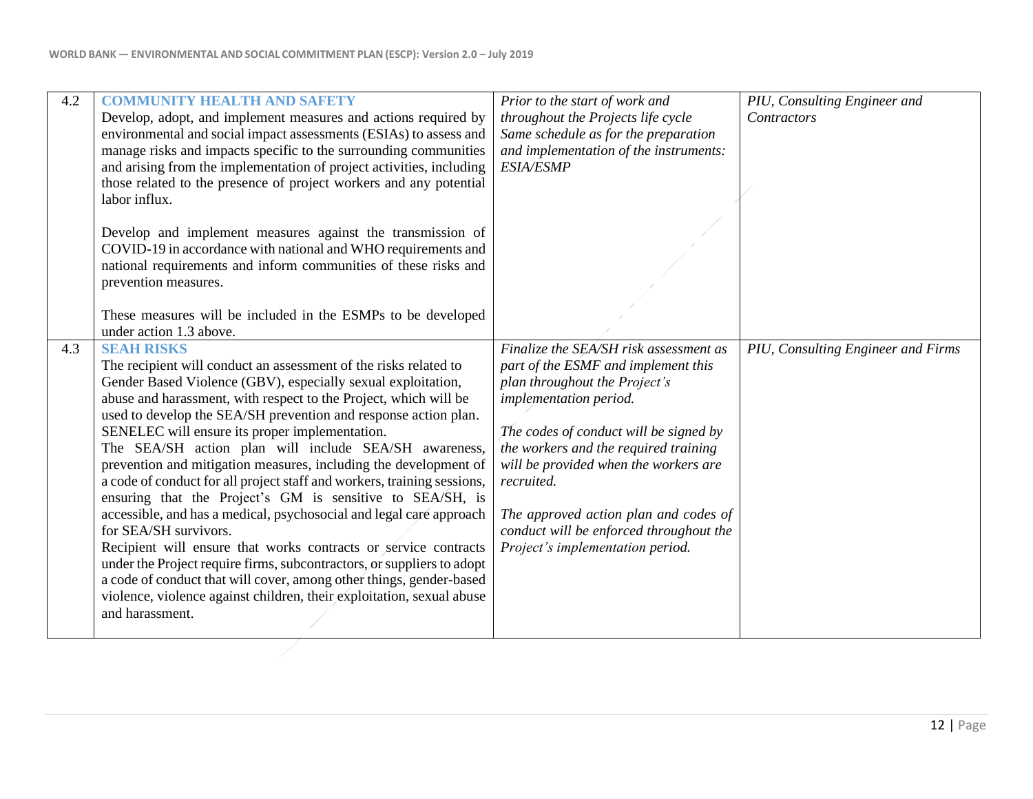| | | | |
|---|---|---|---|
| 4.2 | **COMMUNITY HEALTH AND SAFETY**<br>Develop, adopt, and implement measures and actions required by environmental and social impact assessments (ESIAs) to assess and manage risks and impacts specific to the surrounding communities and arising from the implementation of project activities, including those related to the presence of project workers and any potential labor influx.<br><br>Develop and implement measures against the transmission of COVID-19 in accordance with national and WHO requirements and national requirements and inform communities of these risks and prevention measures.<br><br>These measures will be included in the ESMPs to be developed under action 1.3 above. | *Prior to the start of work and throughout the Projects life cycle Same schedule as for the preparation and implementation of the instruments: ESIA/ESMP* | *PIU, Consulting Engineer and Contractors* |
| 4.3 | **SEAH RISKS**<br>The recipient will conduct an assessment of the risks related to Gender Based Violence (GBV), especially sexual exploitation, abuse and harassment, with respect to the Project, which will be used to develop the SEA/SH prevention and response action plan. SENELEC will ensure its proper implementation.<br>The SEA/SH action plan will include SEA/SH awareness, prevention and mitigation measures, including the development of a code of conduct for all project staff and workers, training sessions, ensuring that the Project's GM is sensitive to SEA/SH, is accessible, and has a medical, psychosocial and legal care approach for SEA/SH survivors.<br>Recipient will ensure that works contracts or service contracts under the Project require firms, subcontractors, or suppliers to adopt a code of conduct that will cover, among other things, gender-based violence, violence against children, their exploitation, sexual abuse and harassment. | *Finalize the SEA/SH risk assessment as part of the ESMF and implement this plan throughout the Project's implementation period.*<br><br>*The codes of conduct will be signed by the workers and the required training will be provided when the workers are recruited.*<br><br>*The approved action plan and codes of conduct will be enforced throughout the Project's implementation period.* | *PIU, Consulting Engineer and Firms* |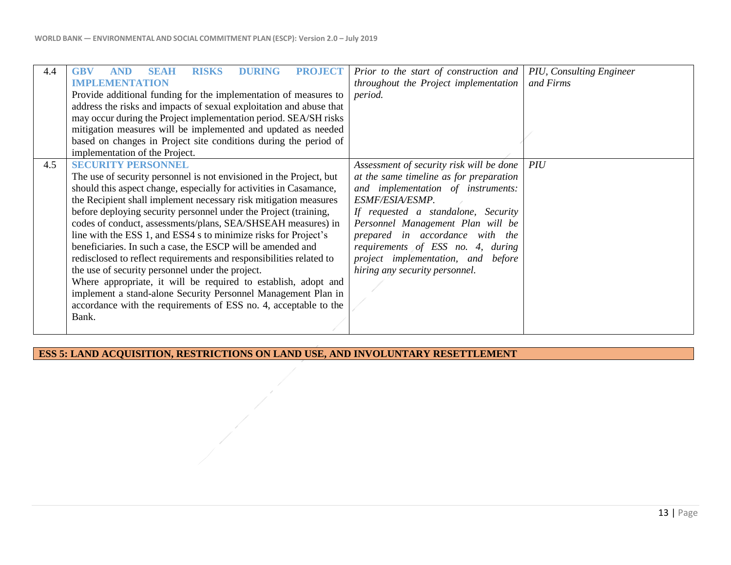| | | | |
|---|---|---|---|
| 4.4 | **GBV AND SEAH RISKS DURING PROJECT IMPLEMENTATION**<br>Provide additional funding for the implementation of measures to address the risks and impacts of sexual exploitation and abuse that may occur during the Project implementation period. SEA/SH risks mitigation measures will be implemented and updated as needed based on changes in Project site conditions during the period of implementation of the Project. | *Prior to the start of construction and throughout the Project implementation period.* | *PIU, Consulting Engineer and Firms* |
| 4.5 | **SECURITY PERSONNEL**<br>The use of security personnel is not envisioned in the Project, but should this aspect change, especially for activities in Casamance, the Recipient shall implement necessary risk mitigation measures before deploying security personnel under the Project (training, codes of conduct, assessments/plans, SEA/SHSEAH measures) in line with the ESS 1, and ESS4 s to minimize risks for Project's beneficiaries. In such a case, the ESCP will be amended and redisclosed to reflect requirements and responsibilities related to the use of security personnel under the project.<br>Where appropriate, it will be required to establish, adopt and implement a stand-alone Security Personnel Management Plan in accordance with the requirements of ESS no. 4, acceptable to the Bank. | *Assessment of security risk will be done at the same timeline as for preparation and implementation of instruments: ESMF/ESIA/ESMP.*<br>*If requested a standalone, Security Personnel Management Plan will be prepared in accordance with the requirements of ESS no. 4, during project implementation, and before hiring any security personnel.* | *PIU* |

**ESS 5: LAND ACQUISITION, RESTRICTIONS ON LAND USE, AND INVOLUNTARY RESETTLEMENT**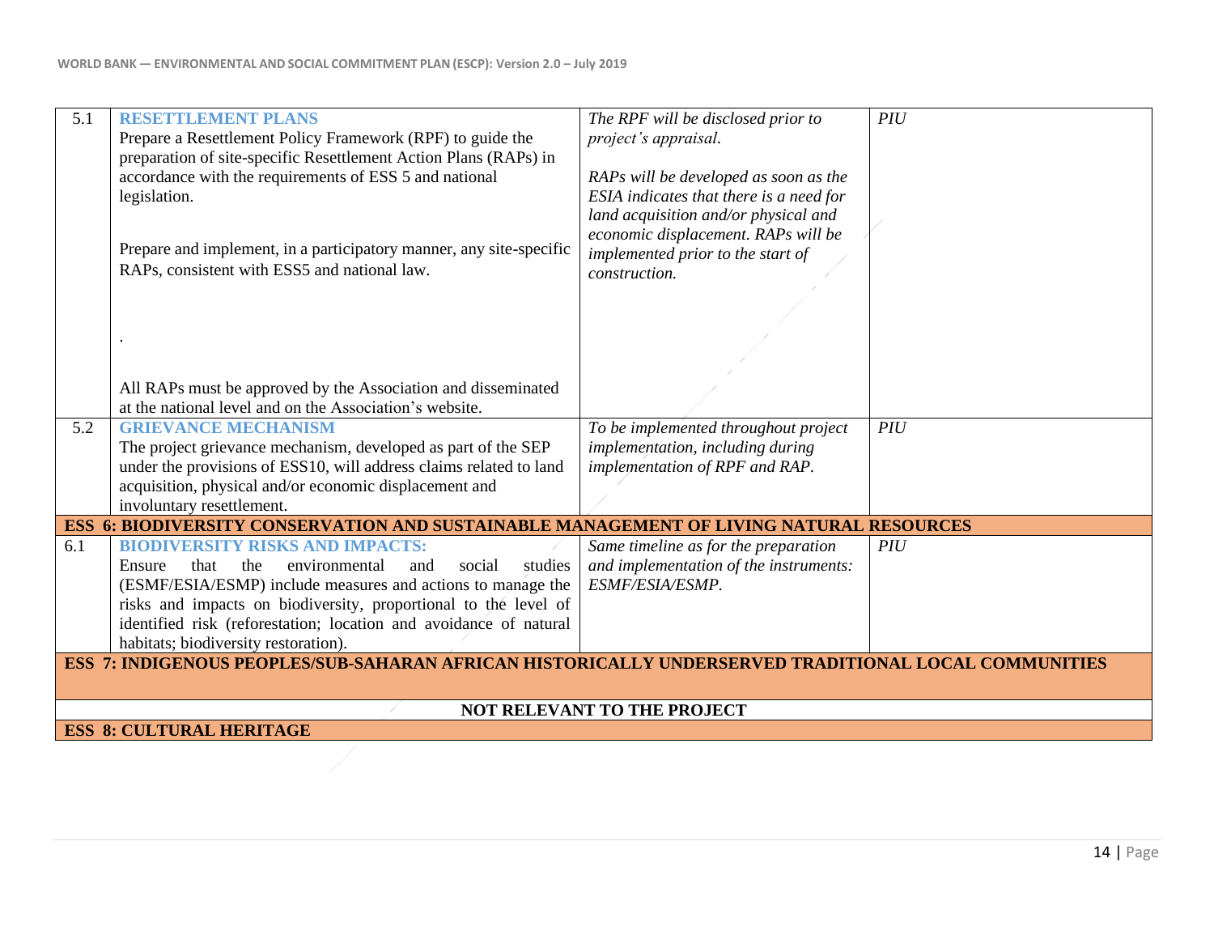| | | | |
|---|---|---|---|
| 5.1 | **RESETTLEMENT PLANS**<br>Prepare a Resettlement Policy Framework (RPF) to guide the preparation of site-specific Resettlement Action Plans (RAPs) in accordance with the requirements of ESS 5 and national legislation.<br><br>Prepare and implement, in a participatory manner, any site-specific RAPs, consistent with ESS5 and national law.<br><br>.<br><br>All RAPs must be approved by the Association and disseminated at the national level and on the Association's website. | *The RPF will be disclosed prior to project's appraisal.*<br><br>*RAPs will be developed as soon as the ESIA indicates that there is a need for land acquisition and/or physical and economic displacement. RAPs will be implemented prior to the start of construction.* | *PIU* |
| 5.2 | **GRIEVANCE MECHANISM**<br>The project grievance mechanism, developed as part of the SEP under the provisions of ESS10, will address claims related to land acquisition, physical and/or economic displacement and involuntary resettlement. | *To be implemented throughout project implementation, including during implementation of RPF and RAP.* | *PIU* |
| **ESS 6: BIODIVERSITY CONSERVATION AND SUSTAINABLE MANAGEMENT OF LIVING NATURAL RESOURCES** | | | |
| 6.1 | **BIODIVERSITY RISKS AND IMPACTS:**<br>Ensure that the environmental and social studies (ESMF/ESIA/ESMP) include measures and actions to manage the risks and impacts on biodiversity, proportional to the level of identified risk (reforestation; location and avoidance of natural habitats; biodiversity restoration). | *Same timeline as for the preparation and implementation of the instruments: ESMF/ESIA/ESMP.* | *PIU* |
| **ESS 7: INDIGENOUS PEOPLES/SUB-SAHARAN AFRICAN HISTORICALLY UNDERSERVED TRADITIONAL LOCAL COMMUNITIES** | | | |
| **NOT RELEVANT TO THE PROJECT** | | | |
| **ESS 8: CULTURAL HERITAGE** | | | |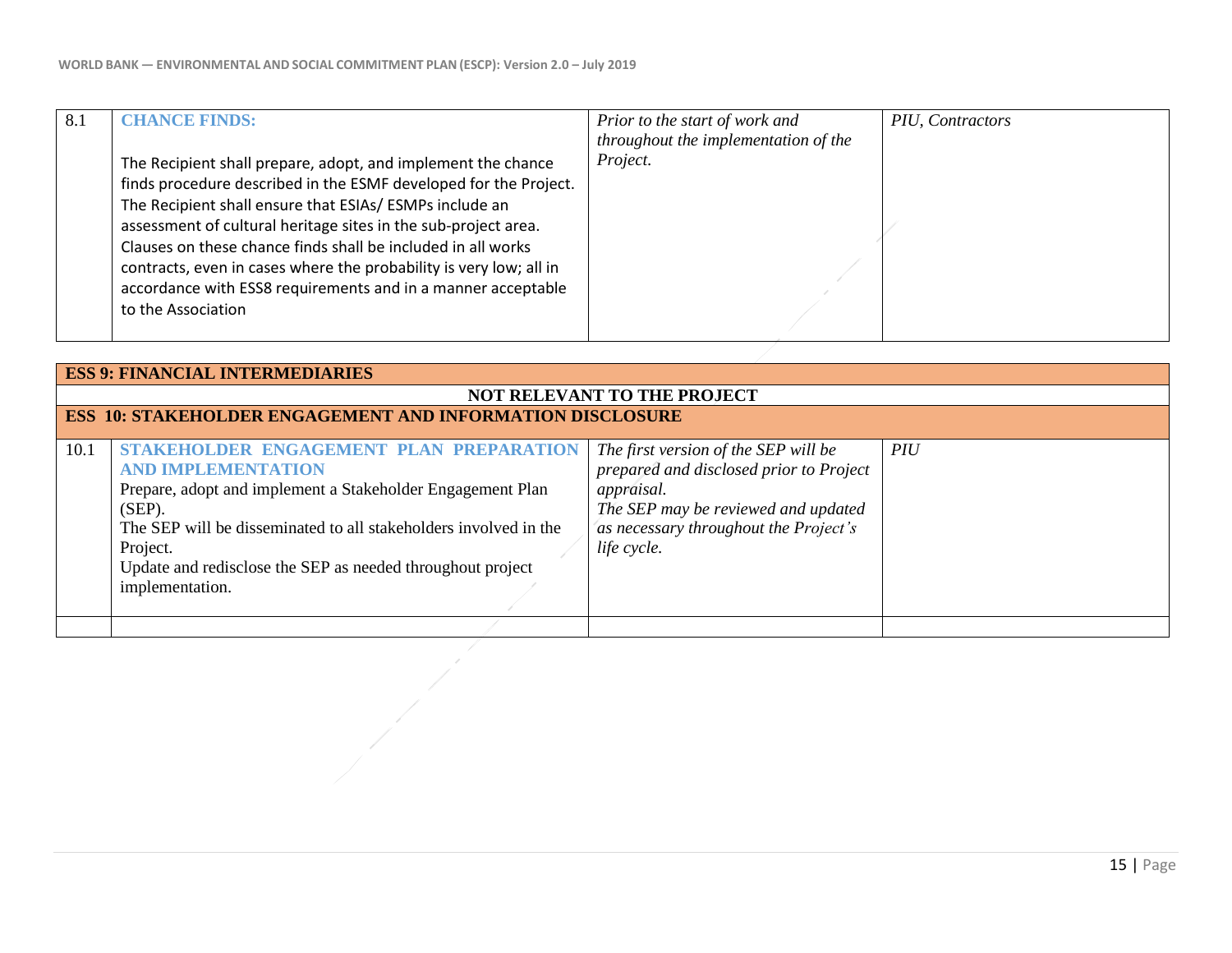| | | | |
|---|---|---|---|
| 8.1 | **CHANCE FINDS:**<br><br>The Recipient shall prepare, adopt, and implement the chance finds procedure described in the ESMF developed for the Project. The Recipient shall ensure that ESIAs/ ESMPs include an assessment of cultural heritage sites in the sub-project area. Clauses on these chance finds shall be included in all works contracts, even in cases where the probability is very low; all in accordance with ESS8 requirements and in a manner acceptable to the Association | *Prior to the start of work and throughout the implementation of the Project.* | *PIU, Contractors* |

| | | | |
|---|---|---|---|
| **ESS 9: FINANCIAL INTERMEDIARIES** | | | |
| **NOT RELEVANT TO THE PROJECT** | | | |
| **ESS 10: STAKEHOLDER ENGAGEMENT AND INFORMATION DISCLOSURE** | | | |
| 10.1 | **STAKEHOLDER ENGAGEMENT PLAN PREPARATION AND IMPLEMENTATION**<br>Prepare, adopt and implement a Stakeholder Engagement Plan (SEP).<br>The SEP will be disseminated to all stakeholders involved in the Project.<br>Update and redisclose the SEP as needed throughout project implementation. | *The first version of the SEP will be prepared and disclosed prior to Project appraisal.*<br>*The SEP may be reviewed and updated as necessary throughout the Project's life cycle.* | *PIU* |
| | | | |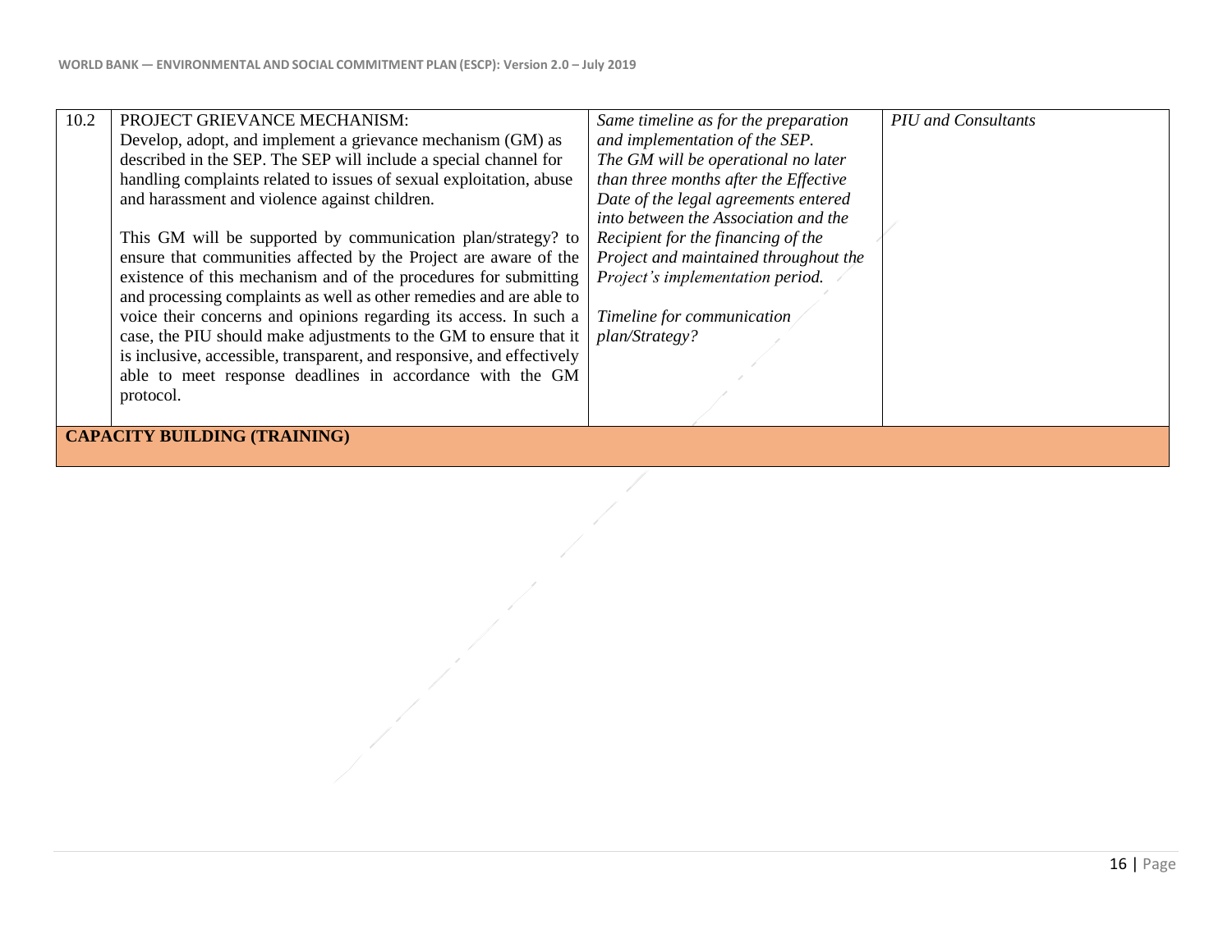| | | | |
|---|---|---|---|
| 10.2 | PROJECT GRIEVANCE MECHANISM:<br>Develop, adopt, and implement a grievance mechanism (GM) as described in the SEP. The SEP will include a special channel for handling complaints related to issues of sexual exploitation, abuse and harassment and violence against children.<br><br>This GM will be supported by communication plan/strategy? to ensure that communities affected by the Project are aware of the existence of this mechanism and of the procedures for submitting and processing complaints as well as other remedies and are able to voice their concerns and opinions regarding its access. In such a case, the PIU should make adjustments to the GM to ensure that it is inclusive, accessible, transparent, and responsive, and effectively able to meet response deadlines in accordance with the GM protocol. | *Same timeline as for the preparation and implementation of the SEP.*<br>*The GM will be operational no later than three months after the Effective Date of the legal agreements entered into between the Association and the Recipient for the financing of the Project and maintained throughout the Project's implementation period.*<br><br>*Timeline for communication plan/Strategy?* | *PIU and Consultants* |
| **CAPACITY BUILDING (TRAINING)** | | | |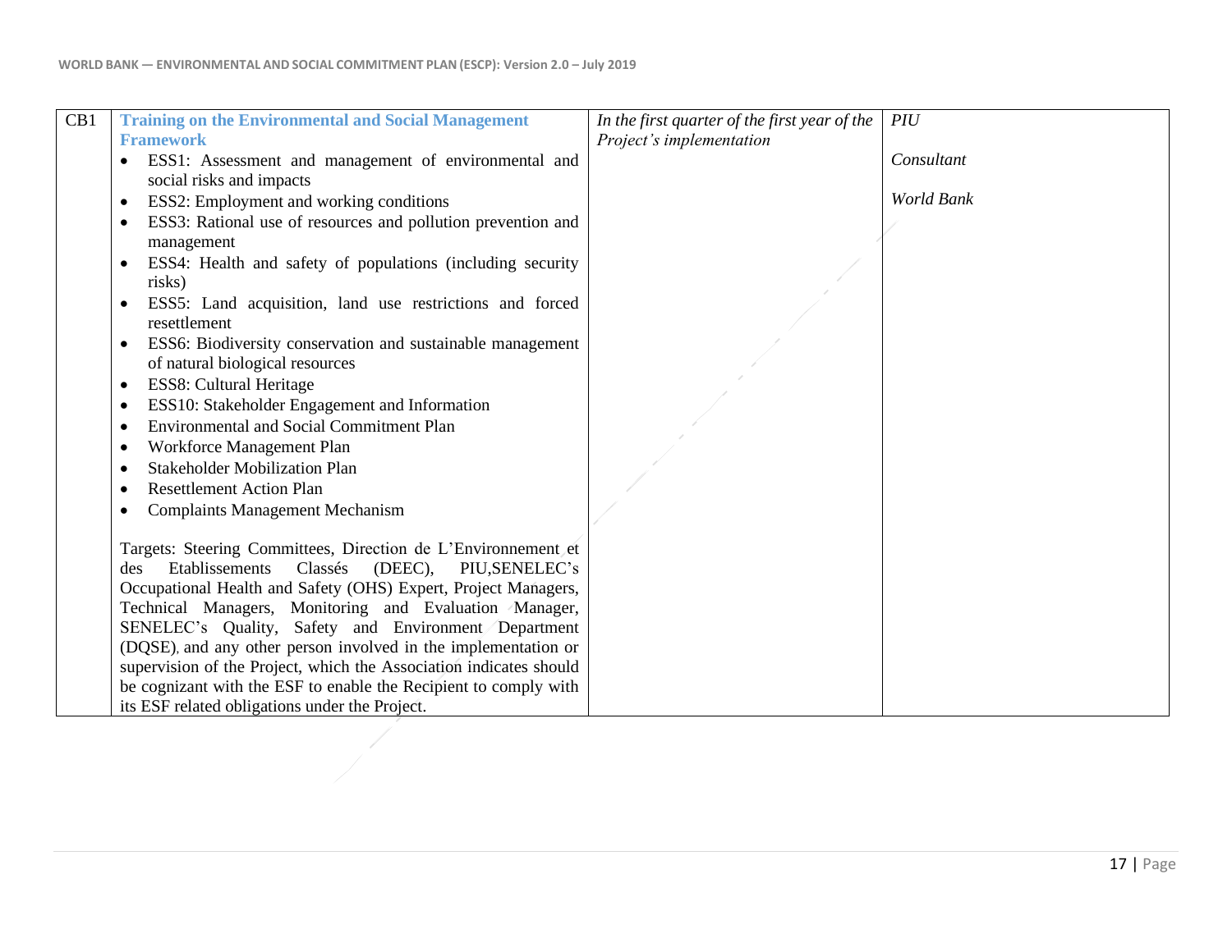| | | | |
|---|---|---|---|
| CB1 | **Training on the Environmental and Social Management Framework**<br>• ESS1: Assessment and management of environmental and social risks and impacts<br>• ESS2: Employment and working conditions<br>• ESS3: Rational use of resources and pollution prevention and management<br>• ESS4: Health and safety of populations (including security risks)<br>• ESS5: Land acquisition, land use restrictions and forced resettlement<br>• ESS6: Biodiversity conservation and sustainable management of natural biological resources<br>• ESS8: Cultural Heritage<br>• ESS10: Stakeholder Engagement and Information<br>• Environmental and Social Commitment Plan<br>• Workforce Management Plan<br>• Stakeholder Mobilization Plan<br>• Resettlement Action Plan<br>• Complaints Management Mechanism<br><br>Targets: Steering Committees, Direction de L'Environnement et des Etablissements Classés (DEEC), PIU,SENELEC's Occupational Health and Safety (OHS) Expert, Project Managers, Technical Managers, Monitoring and Evaluation Manager, SENELEC's Quality, Safety and Environment Department (DQSE), and any other person involved in the implementation or supervision of the Project, which the Association indicates should be cognizant with the ESF to enable the Recipient to comply with its ESF related obligations under the Project. | *In the first quarter of the first year of the Project's implementation* | *PIU*<br><br>*Consultant*<br><br>*World Bank* |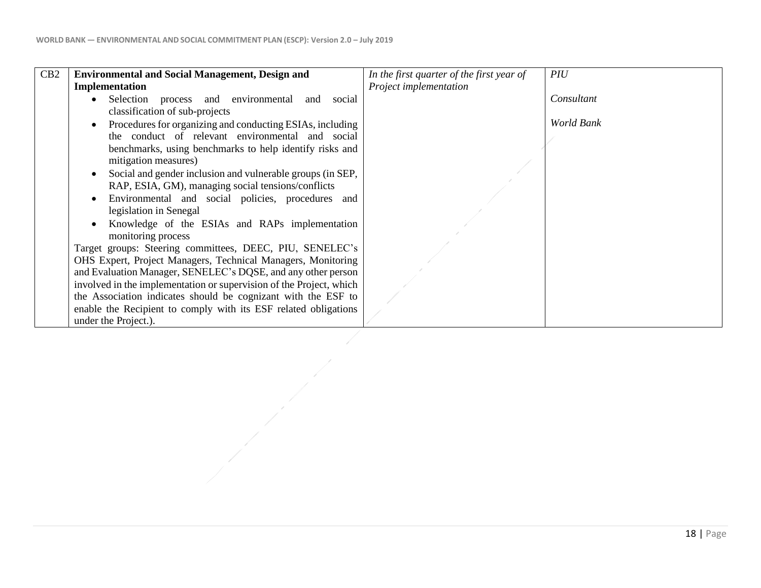| | | | |
|---|---|---|---|
| CB2 | **Environmental and Social Management, Design and Implementation**<br>• Selection process and environmental and social classification of sub-projects<br>• Procedures for organizing and conducting ESIAs, including the conduct of relevant environmental and social benchmarks, using benchmarks to help identify risks and mitigation measures)<br>• Social and gender inclusion and vulnerable groups (in SEP, RAP, ESIA, GM), managing social tensions/conflicts<br>• Environmental and social policies, procedures and legislation in Senegal<br>• Knowledge of the ESIAs and RAPs implementation monitoring process<br>Target groups: Steering committees, DEEC, PIU, SENELEC's OHS Expert, Project Managers, Technical Managers, Monitoring and Evaluation Manager, SENELEC's DQSE, and any other person involved in the implementation or supervision of the Project, which the Association indicates should be cognizant with the ESF to enable the Recipient to comply with its ESF related obligations under the Project.). | *In the first quarter of the first year of Project implementation* | *PIU*<br><br>*Consultant*<br><br>*World Bank* |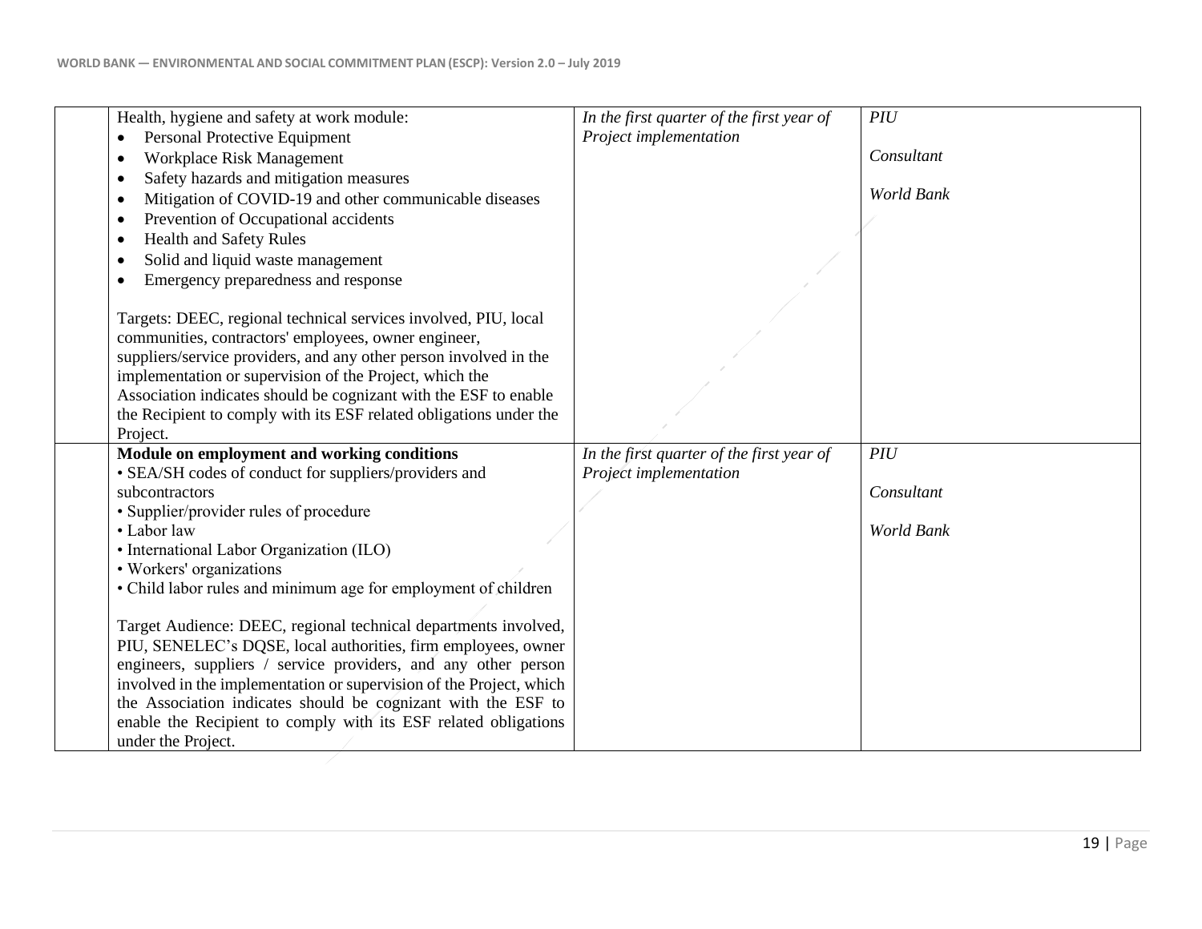| | | | |
|---|---|---|---|
| | Health, hygiene and safety at work module:<br>• Personal Protective Equipment<br>• Workplace Risk Management<br>• Safety hazards and mitigation measures<br>• Mitigation of COVID-19 and other communicable diseases<br>• Prevention of Occupational accidents<br>• Health and Safety Rules<br>• Solid and liquid waste management<br>• Emergency preparedness and response<br><br>Targets: DEEC, regional technical services involved, PIU, local communities, contractors' employees, owner engineer, suppliers/service providers, and any other person involved in the implementation or supervision of the Project, which the Association indicates should be cognizant with the ESF to enable the Recipient to comply with its ESF related obligations under the Project. | *In the first quarter of the first year of Project implementation* | *PIU*<br><br>*Consultant*<br><br>*World Bank* |
| | **Module on employment and working conditions**<br>• SEA/SH codes of conduct for suppliers/providers and subcontractors<br>• Supplier/provider rules of procedure<br>• Labor law<br>• International Labor Organization (ILO)<br>• Workers' organizations<br>• Child labor rules and minimum age for employment of children<br><br>Target Audience: DEEC, regional technical departments involved, PIU, SENELEC's DQSE, local authorities, firm employees, owner engineers, suppliers / service providers, and any other person involved in the implementation or supervision of the Project, which the Association indicates should be cognizant with the ESF to enable the Recipient to comply with its ESF related obligations under the Project. | *In the first quarter of the first year of Project implementation* | *PIU*<br><br>*Consultant*<br><br>*World Bank* |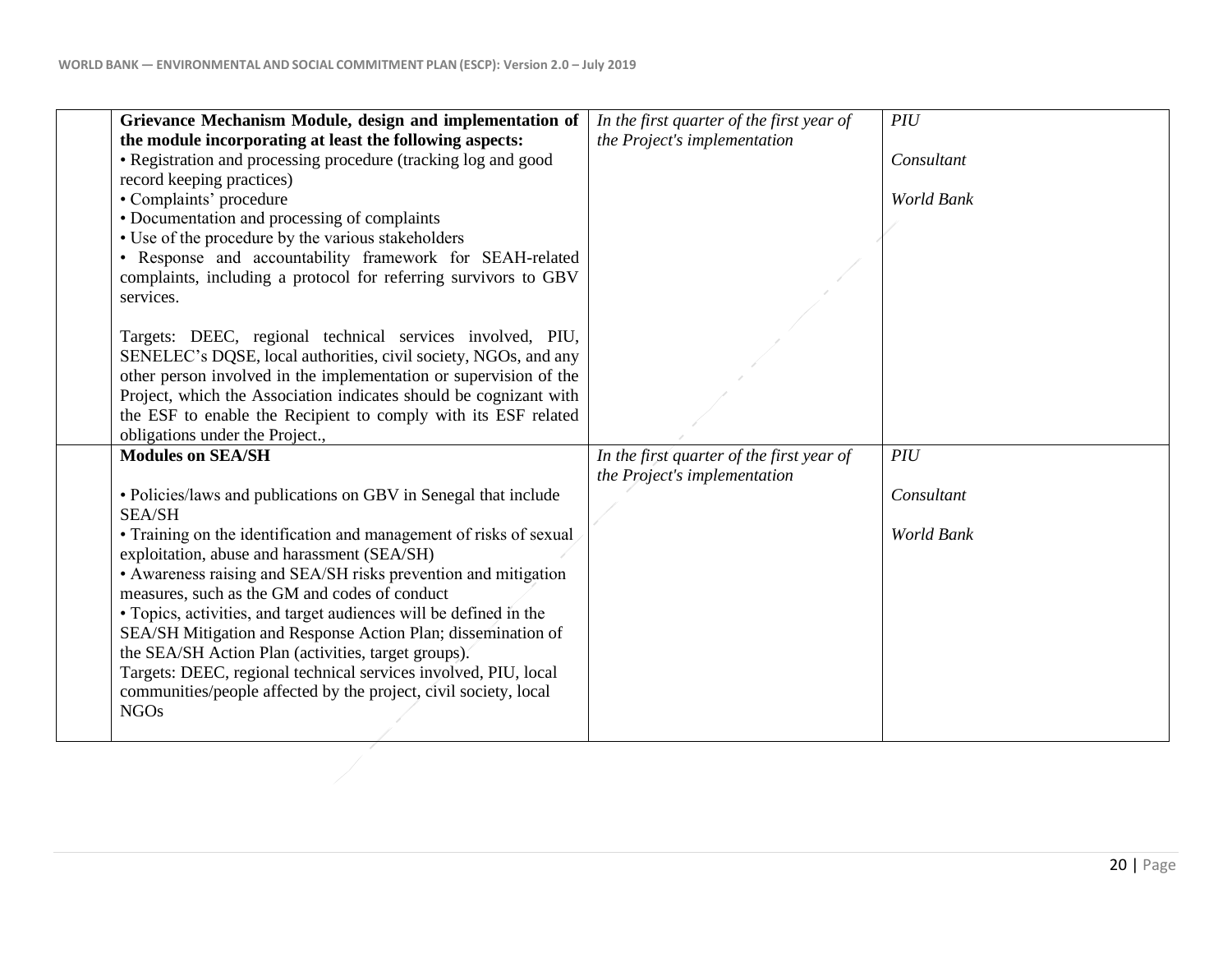| | | | |
|---|---|---|---|
| | **Grievance Mechanism Module, design and implementation of the module incorporating at least the following aspects:**<br>• Registration and processing procedure (tracking log and good record keeping practices)<br>• Complaints' procedure<br>• Documentation and processing of complaints<br>• Use of the procedure by the various stakeholders<br>• Response and accountability framework for SEAH-related complaints, including a protocol for referring survivors to GBV services.<br><br>Targets: DEEC, regional technical services involved, PIU, SENELEC's DQSE, local authorities, civil society, NGOs, and any other person involved in the implementation or supervision of the Project, which the Association indicates should be cognizant with the ESF to enable the Recipient to comply with its ESF related obligations under the Project., | *In the first quarter of the first year of the Project's implementation* | *PIU*<br><br>*Consultant*<br><br>*World Bank* |
| | **Modules on SEA/SH**<br><br>• Policies/laws and publications on GBV in Senegal that include SEA/SH<br>• Training on the identification and management of risks of sexual exploitation, abuse and harassment (SEA/SH)<br>• Awareness raising and SEA/SH risks prevention and mitigation measures, such as the GM and codes of conduct<br>• Topics, activities, and target audiences will be defined in the SEA/SH Mitigation and Response Action Plan; dissemination of the SEA/SH Action Plan (activities, target groups).<br>Targets: DEEC, regional technical services involved, PIU, local communities/people affected by the project, civil society, local NGOs | *In the first quarter of the first year of the Project's implementation* | *PIU*<br><br>*Consultant*<br><br>*World Bank* |